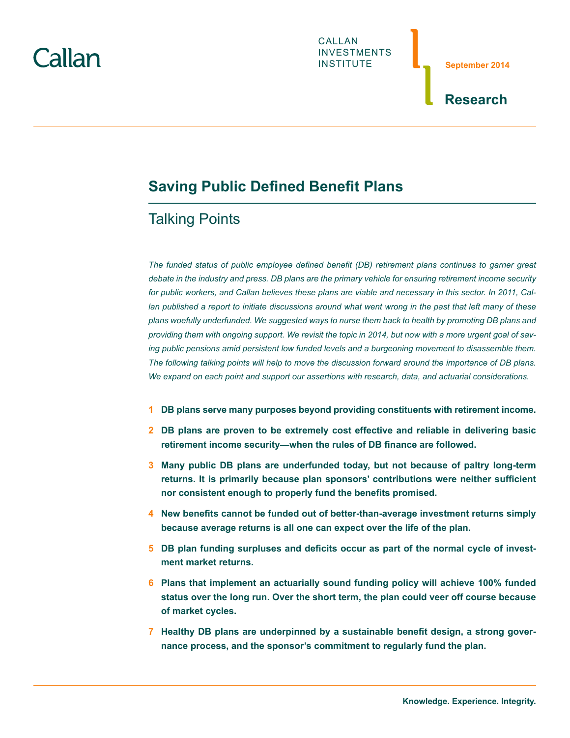Callan

CALLAN INVESTMENTS INSTITUTE

September 2014

Research

# Saving Public Defined Benefit Plans

## Talking Points

*The funded status of public employee defined benefit (DB) retirement plans continues to garner great debate in the industry and press. DB plans are the primary vehicle for ensuring retirement income security for public workers, and Callan believes these plans are viable and necessary in this sector. In 2011, Callan published a report to initiate discussions around what went wrong in the past that left many of these plans woefully underfunded. We suggested ways to nurse them back to health by promoting DB plans and providing them with ongoing support. We revisit the topic in 2014, but now with a more urgent goal of saving public pensions amid persistent low funded levels and a burgeoning movement to disassemble them. The following talking points will help to move the discussion forward around the importance of DB plans. We expand on each point and support our assertions with research, data, and actuarial considerations.*

1. **DB plans serve many purposes beyond providing constituents with retirement income.**
2. **DB plans are proven to be extremely cost effective and reliable in delivering basic retirement income security—when the rules of DB finance are followed.**
3. **Many public DB plans are underfunded today, but not because of paltry long-term returns. It is primarily because plan sponsors' contributions were neither sufficient nor consistent enough to properly fund the benefits promised.**
4. **New benefits cannot be funded out of better-than-average investment returns simply because average returns is all one can expect over the life of the plan.**
5. **DB plan funding surpluses and deficits occur as part of the normal cycle of investment market returns.**
6. **Plans that implement an actuarially sound funding policy will achieve 100% funded status over the long run. Over the short term, the plan could veer off course because of market cycles.**
7. **Healthy DB plans are underpinned by a sustainable benefit design, a strong governance process, and the sponsor's commitment to regularly fund the plan.**

Knowledge. Experience. Integrity.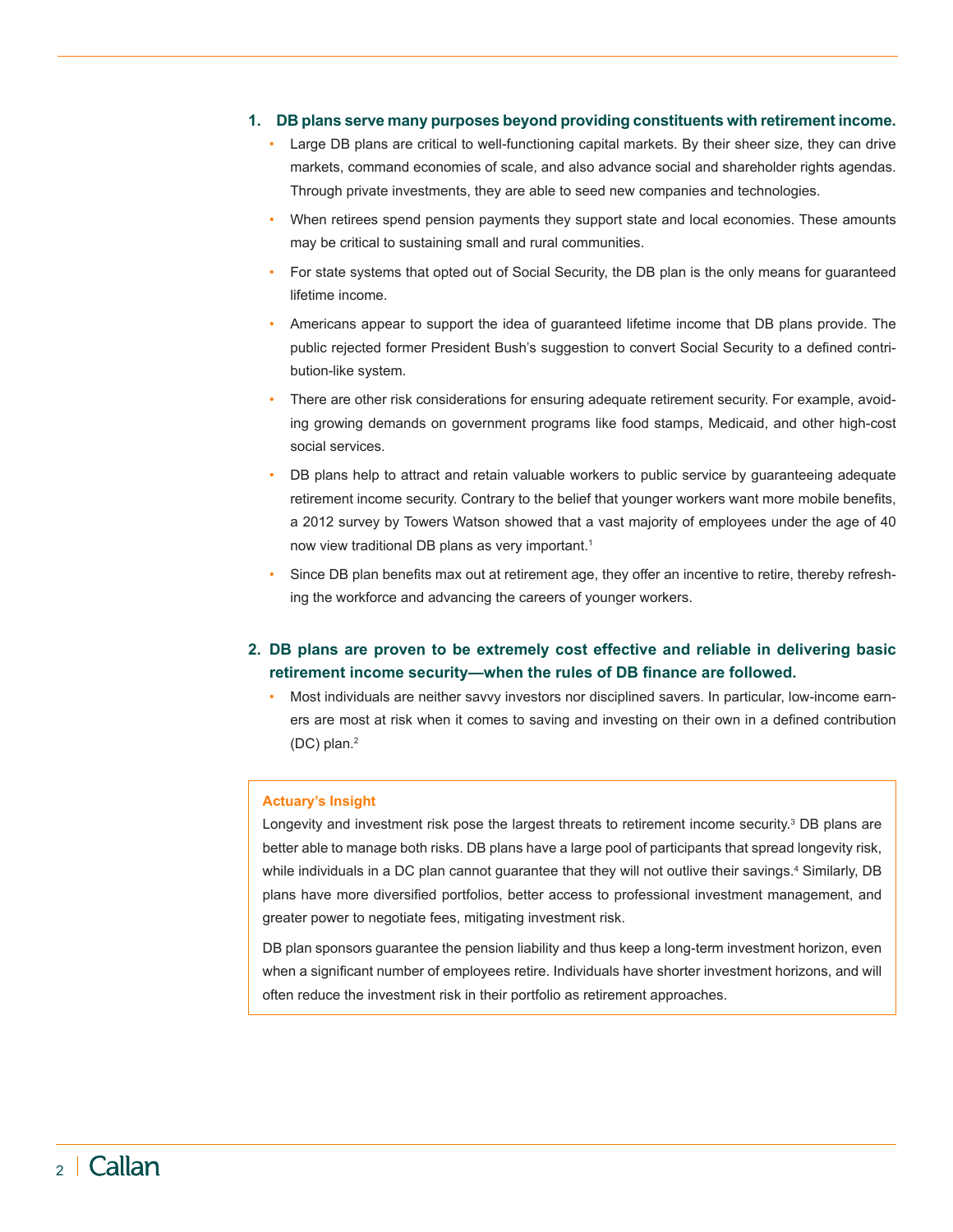1. **DB plans serve many purposes beyond providing constituents with retirement income.**
   - Large DB plans are critical to well-functioning capital markets. By their sheer size, they can drive markets, command economies of scale, and also advance social and shareholder rights agendas. Through private investments, they are able to seed new companies and technologies.
   - When retirees spend pension payments they support state and local economies. These amounts may be critical to sustaining small and rural communities.
   - For state systems that opted out of Social Security, the DB plan is the only means for guaranteed lifetime income.
   - Americans appear to support the idea of guaranteed lifetime income that DB plans provide. The public rejected former President Bush's suggestion to convert Social Security to a defined contribution-like system.
   - There are other risk considerations for ensuring adequate retirement security. For example, avoiding growing demands on government programs like food stamps, Medicaid, and other high-cost social services.
   - DB plans help to attract and retain valuable workers to public service by guaranteeing adequate retirement income security. Contrary to the belief that younger workers want more mobile benefits, a 2012 survey by Towers Watson showed that a vast majority of employees under the age of 40 now view traditional DB plans as very important.[1]
   - Since DB plan benefits max out at retirement age, they offer an incentive to retire, thereby refreshing the workforce and advancing the careers of younger workers.

2. **DB plans are proven to be extremely cost effective and reliable in delivering basic retirement income security—when the rules of DB finance are followed.**
   - Most individuals are neither savvy investors nor disciplined savers. In particular, low-income earners are most at risk when it comes to saving and investing on their own in a defined contribution (DC) plan.[2]

**Actuary's Insight**

Longevity and investment risk pose the largest threats to retirement income security.[3] DB plans are better able to manage both risks. DB plans have a large pool of participants that spread longevity risk, while individuals in a DC plan cannot guarantee that they will not outlive their savings.[4] Similarly, DB plans have more diversified portfolios, better access to professional investment management, and greater power to negotiate fees, mitigating investment risk.

DB plan sponsors guarantee the pension liability and thus keep a long-term investment horizon, even when a significant number of employees retire. Individuals have shorter investment horizons, and will often reduce the investment risk in their portfolio as retirement approaches.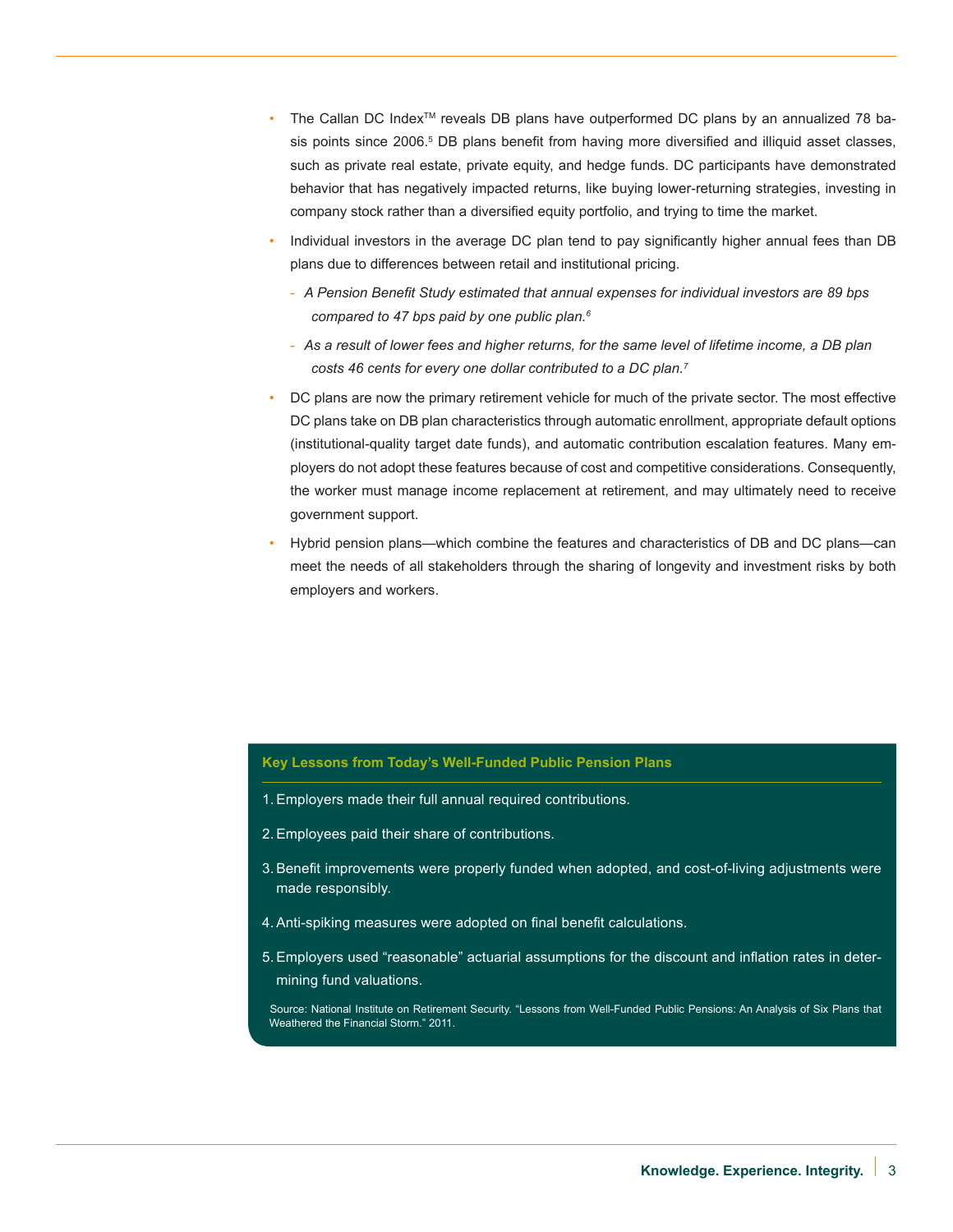- The Callan DC Index™ reveals DB plans have outperformed DC plans by an annualized 78 basis points since 2006.[5] DB plans benefit from having more diversified and illiquid asset classes, such as private real estate, private equity, and hedge funds. DC participants have demonstrated behavior that has negatively impacted returns, like buying lower-returning strategies, investing in company stock rather than a diversified equity portfolio, and trying to time the market.
- Individual investors in the average DC plan tend to pay significantly higher annual fees than DB plans due to differences between retail and institutional pricing.
  - *A Pension Benefit Study estimated that annual expenses for individual investors are 89 bps compared to 47 bps paid by one public plan.*[6]
  - *As a result of lower fees and higher returns, for the same level of lifetime income, a DB plan costs 46 cents for every one dollar contributed to a DC plan.*[7]
- DC plans are now the primary retirement vehicle for much of the private sector. The most effective DC plans take on DB plan characteristics through automatic enrollment, appropriate default options (institutional-quality target date funds), and automatic contribution escalation features. Many employers do not adopt these features because of cost and competitive considerations. Consequently, the worker must manage income replacement at retirement, and may ultimately need to receive government support.
- Hybrid pension plans—which combine the features and characteristics of DB and DC plans—can meet the needs of all stakeholders through the sharing of longevity and investment risks by both employers and workers.

**Key Lessons from Today's Well-Funded Public Pension Plans**

1. Employers made their full annual required contributions.
2. Employees paid their share of contributions.
3. Benefit improvements were properly funded when adopted, and cost-of-living adjustments were made responsibly.
4. Anti-spiking measures were adopted on final benefit calculations.
5. Employers used "reasonable" actuarial assumptions for the discount and inflation rates in determining fund valuations.

Source: National Institute on Retirement Security. "Lessons from Well-Funded Public Pensions: An Analysis of Six Plans that Weathered the Financial Storm." 2011.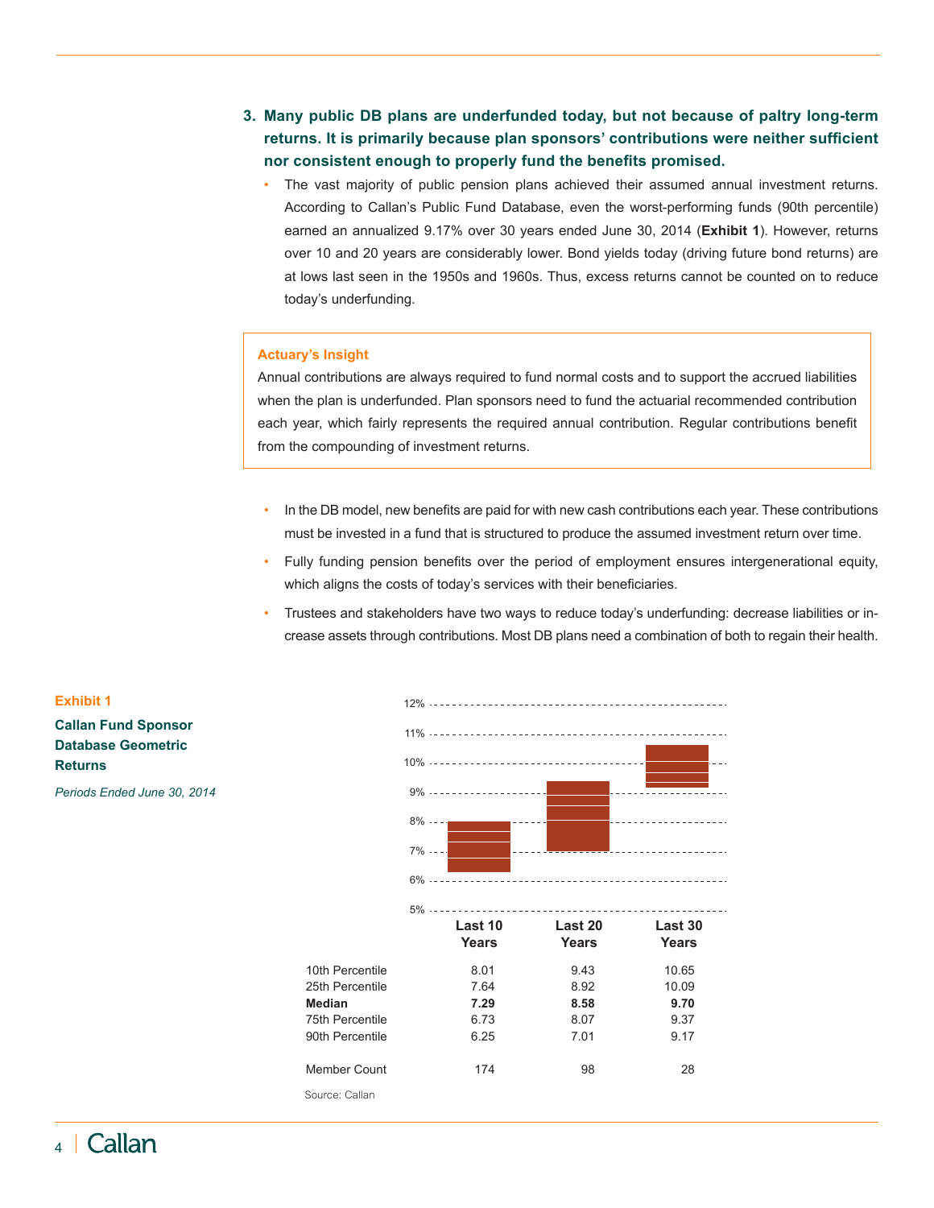3. **Many public DB plans are underfunded today, but not because of paltry long-term returns. It is primarily because plan sponsors' contributions were neither sufficient nor consistent enough to properly fund the benefits promised.**
   - The vast majority of public pension plans achieved their assumed annual investment returns. According to Callan's Public Fund Database, even the worst-performing funds (90th percentile) earned an annualized 9.17% over 30 years ended June 30, 2014 (**Exhibit 1**). However, returns over 10 and 20 years are considerably lower. Bond yields today (driving future bond returns) are at lows last seen in the 1950s and 1960s. Thus, excess returns cannot be counted on to reduce today's underfunding.

> **Actuary's Insight**
>
> Annual contributions are always required to fund normal costs and to support the accrued liabilities when the plan is underfunded. Plan sponsors need to fund the actuarial recommended contribution each year, which fairly represents the required annual contribution. Regular contributions benefit from the compounding of investment returns.

- In the DB model, new benefits are paid for with new cash contributions each year. These contributions must be invested in a fund that is structured to produce the assumed investment return over time.
- Fully funding pension benefits over the period of employment ensures intergenerational equity, which aligns the costs of today's services with their beneficiaries.
- Trustees and stakeholders have two ways to reduce today's underfunding: decrease liabilities or increase assets through contributions. Most DB plans need a combination of both to regain their health.

**Exhibit 1**

**Callan Fund Sponsor Database Geometric Returns**

*Periods Ended June 30, 2014*

| | Last 10 Years | Last 20 Years | Last 30 Years |
|---|---|---|---|
| 10th Percentile | 8.01 | 9.43 | 10.65 |
| 25th Percentile | 7.64 | 8.92 | 10.09 |
| **Median** | **7.29** | **8.58** | **9.70** |
| 75th Percentile | 6.73 | 8.07 | 9.37 |
| 90th Percentile | 6.25 | 7.01 | 9.17 |
| Member Count | 174 | 98 | 28 |

Source: Callan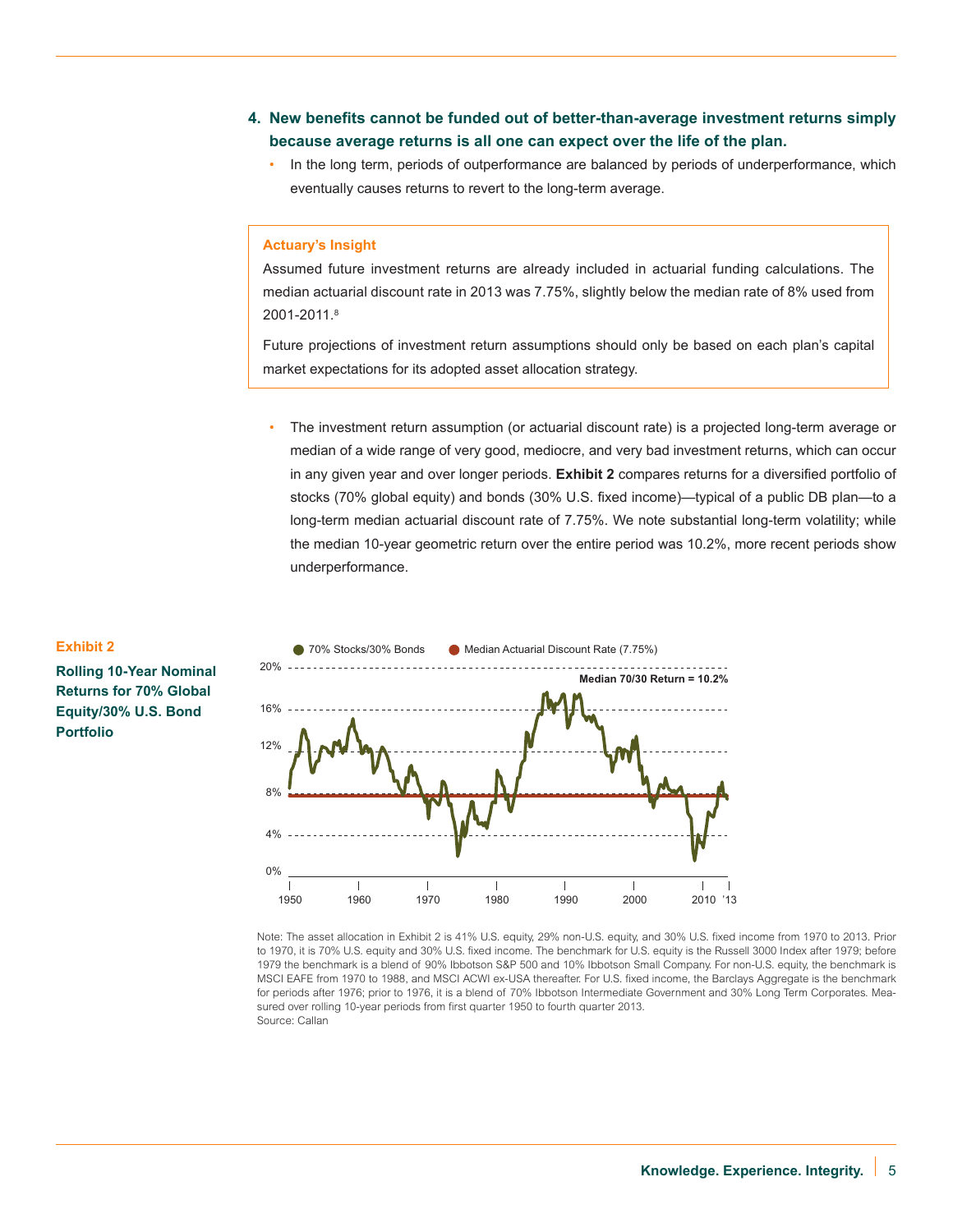4. **New benefits cannot be funded out of better-than-average investment returns simply because average returns is all one can expect over the life of the plan.**

   - In the long term, periods of outperformance are balanced by periods of underperformance, which eventually causes returns to revert to the long-term average.

**Actuary's Insight**

Assumed future investment returns are already included in actuarial funding calculations. The median actuarial discount rate in 2013 was 7.75%, slightly below the median rate of 8% used from 2001-2011.[8]

Future projections of investment return assumptions should only be based on each plan's capital market expectations for its adopted asset allocation strategy.

- The investment return assumption (or actuarial discount rate) is a projected long-term average or median of a wide range of very good, mediocre, and very bad investment returns, which can occur in any given year and over longer periods. **Exhibit 2** compares returns for a diversified portfolio of stocks (70% global equity) and bonds (30% U.S. fixed income)—typical of a public DB plan—to a long-term median actuarial discount rate of 7.75%. We note substantial long-term volatility; while the median 10-year geometric return over the entire period was 10.2%, more recent periods show underperformance.

**Exhibit 2**

**Rolling 10-Year Nominal Returns for 70% Global Equity/30% U.S. Bond Portfolio**

Note: The asset allocation in Exhibit 2 is 41% U.S. equity, 29% non-U.S. equity, and 30% U.S. fixed income from 1970 to 2013. Prior to 1970, it is 70% U.S. equity and 30% U.S. fixed income. The benchmark for U.S. equity is the Russell 3000 Index after 1979; before 1979 the benchmark is a blend of 90% Ibbotson S&P 500 and 10% Ibbotson Small Company. For non-U.S. equity, the benchmark is MSCI EAFE from 1970 to 1988, and MSCI ACWI ex-USA thereafter. For U.S. fixed income, the Barclays Aggregate is the benchmark for periods after 1976; prior to 1976, it is a blend of 70% Ibbotson Intermediate Government and 30% Long Term Corporates. Measured over rolling 10-year periods from first quarter 1950 to fourth quarter 2013.

Source: Callan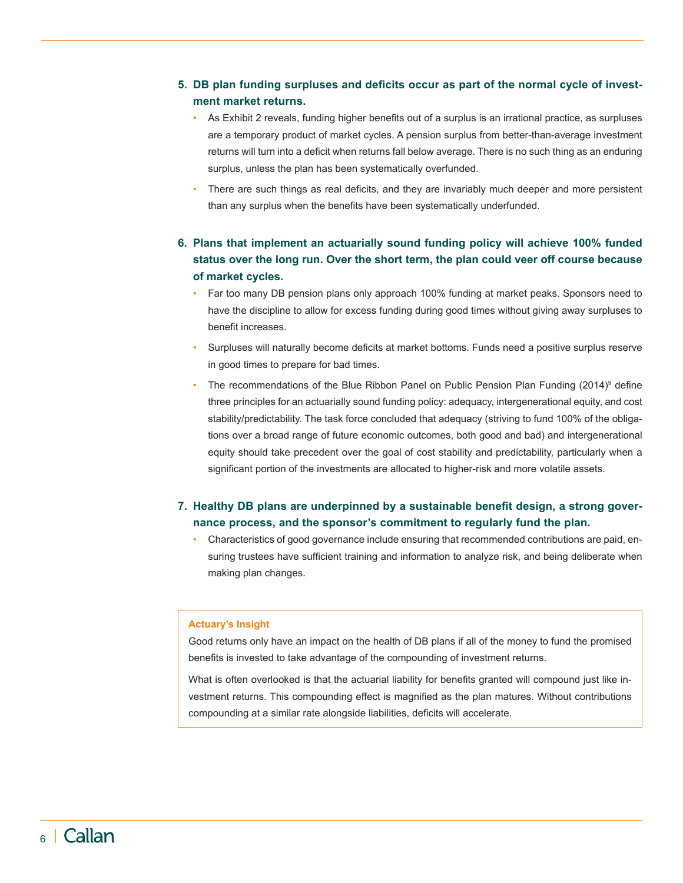5. **DB plan funding surpluses and deficits occur as part of the normal cycle of investment market returns.**
   - As Exhibit 2 reveals, funding higher benefits out of a surplus is an irrational practice, as surpluses are a temporary product of market cycles. A pension surplus from better-than-average investment returns will turn into a deficit when returns fall below average. There is no such thing as an enduring surplus, unless the plan has been systematically overfunded.
   - There are such things as real deficits, and they are invariably much deeper and more persistent than any surplus when the benefits have been systematically underfunded.

6. **Plans that implement an actuarially sound funding policy will achieve 100% funded status over the long run. Over the short term, the plan could veer off course because of market cycles.**
   - Far too many DB pension plans only approach 100% funding at market peaks. Sponsors need to have the discipline to allow for excess funding during good times without giving away surpluses to benefit increases.
   - Surpluses will naturally become deficits at market bottoms. Funds need a positive surplus reserve in good times to prepare for bad times.
   - The recommendations of the Blue Ribbon Panel on Public Pension Plan Funding (2014)[9] define three principles for an actuarially sound funding policy: adequacy, intergenerational equity, and cost stability/predictability. The task force concluded that adequacy (striving to fund 100% of the obligations over a broad range of future economic outcomes, both good and bad) and intergenerational equity should take precedent over the goal of cost stability and predictability, particularly when a significant portion of the investments are allocated to higher-risk and more volatile assets.

7. **Healthy DB plans are underpinned by a sustainable benefit design, a strong governance process, and the sponsor's commitment to regularly fund the plan.**
   - Characteristics of good governance include ensuring that recommended contributions are paid, ensuring trustees have sufficient training and information to analyze risk, and being deliberate when making plan changes.

**Actuary's Insight**

Good returns only have an impact on the health of DB plans if all of the money to fund the promised benefits is invested to take advantage of the compounding of investment returns.

What is often overlooked is that the actuarial liability for benefits granted will compound just like investment returns. This compounding effect is magnified as the plan matures. Without contributions compounding at a similar rate alongside liabilities, deficits will accelerate.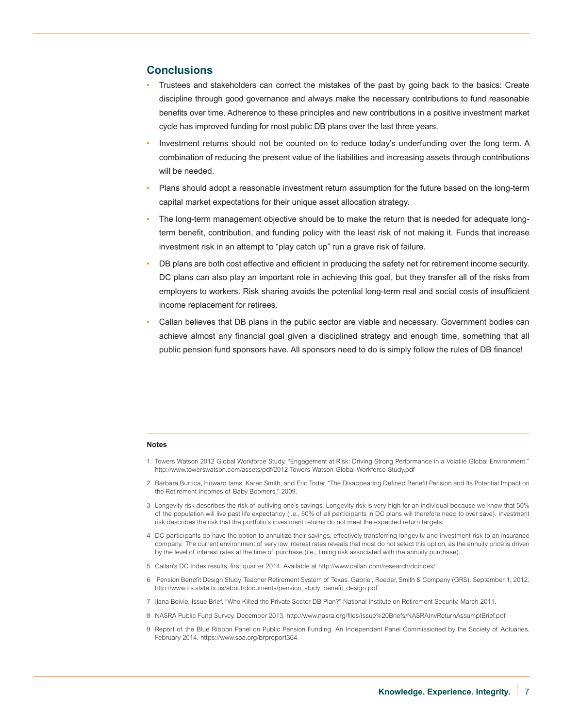## Conclusions

- Trustees and stakeholders can correct the mistakes of the past by going back to the basics: Create discipline through good governance and always make the necessary contributions to fund reasonable benefits over time. Adherence to these principles and new contributions in a positive investment market cycle has improved funding for most public DB plans over the last three years.
- Investment returns should not be counted on to reduce today's underfunding over the long term. A combination of reducing the present value of the liabilities and increasing assets through contributions will be needed.
- Plans should adopt a reasonable investment return assumption for the future based on the long-term capital market expectations for their unique asset allocation strategy.
- The long-term management objective should be to make the return that is needed for adequate long-term benefit, contribution, and funding policy with the least risk of not making it. Funds that increase investment risk in an attempt to "play catch up" run a grave risk of failure.
- DB plans are both cost effective and efficient in producing the safety net for retirement income security. DC plans can also play an important role in achieving this goal, but they transfer all of the risks from employers to workers. Risk sharing avoids the potential long-term real and social costs of insufficient income replacement for retirees.
- Callan believes that DB plans in the public sector are viable and necessary. Government bodies can achieve almost any financial goal given a disciplined strategy and enough time, something that all public pension fund sponsors have. All sponsors need to do is simply follow the rules of DB finance!

**Notes**

1 Towers Watson 2012 Global Workforce Study. "Engagement at Risk: Driving Strong Performance in a Volatile Global Environment." http://www.towerswatson.com/assets/pdf/2012-Towers-Watson-Global-Workforce-Study.pdf

2 Barbara Burtica, Howard Iams, Karen Smith, and Eric Toder, "The Disappearing Defined Benefit Pension and Its Potential Impact on the Retirement Incomes of Baby Boomers." 2009.

3 Longevity risk describes the risk of outliving one's savings. Longevity risk is very high for an individual because we know that 50% of the population will live past life expectancy (i.e., 50% of all participants in DC plans will therefore need to over save). Investment risk describes the risk that the portfolio's investment returns do not meet the expected return targets.

4 DC participants do have the option to annuitize their savings, effectively transferring longevity and investment risk to an insurance company. The current environment of very low interest rates reveals that most do not select this option, as the annuity price is driven by the level of interest rates at the time of purchase (i.e., timing risk associated with the annuity purchase).

5 Callan's DC Index results, first quarter 2014. Available at http://www.callan.com/research/dcindex/

6 Pension Benefit Design Study. Teacher Retirement System of Texas. Gabriel, Roeder, Smith & Company (GRS). September 1, 2012. http://www.trs.state.tx.us/about/documents/pension_study_benefit_design.pdf

7 Ilana Boivie. Issue Brief, "Who Killed the Private Sector DB Plan?" National Institute on Retirement Security. March 2011.

8 NASRA Public Fund Survey. December 2013. http://www.nasra.org/files/Issue%20Briefs/NASRAInvReturnAssumptBrief.pdf

9 Report of the Blue Ribbon Panel on Public Pension Funding. An Independent Panel Commissioned by the Society of Actuaries. February 2014. https://www.soa.org/brpreport364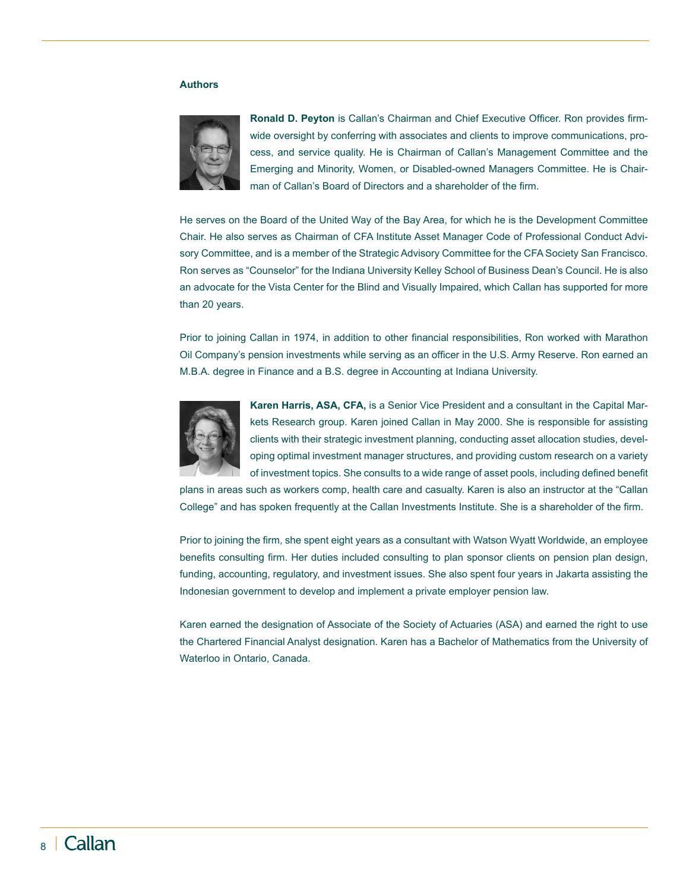**Authors**

**Ronald D. Peyton** is Callan's Chairman and Chief Executive Officer. Ron provides firm-wide oversight by conferring with associates and clients to improve communications, process, and service quality. He is Chairman of Callan's Management Committee and the Emerging and Minority, Women, or Disabled-owned Managers Committee. He is Chairman of Callan's Board of Directors and a shareholder of the firm.

He serves on the Board of the United Way of the Bay Area, for which he is the Development Committee Chair. He also serves as Chairman of CFA Institute Asset Manager Code of Professional Conduct Advisory Committee, and is a member of the Strategic Advisory Committee for the CFA Society San Francisco. Ron serves as "Counselor" for the Indiana University Kelley School of Business Dean's Council. He is also an advocate for the Vista Center for the Blind and Visually Impaired, which Callan has supported for more than 20 years.

Prior to joining Callan in 1974, in addition to other financial responsibilities, Ron worked with Marathon Oil Company's pension investments while serving as an officer in the U.S. Army Reserve. Ron earned an M.B.A. degree in Finance and a B.S. degree in Accounting at Indiana University.

**Karen Harris, ASA, CFA,** is a Senior Vice President and a consultant in the Capital Markets Research group. Karen joined Callan in May 2000. She is responsible for assisting clients with their strategic investment planning, conducting asset allocation studies, developing optimal investment manager structures, and providing custom research on a variety of investment topics. She consults to a wide range of asset pools, including defined benefit plans in areas such as workers comp, health care and casualty. Karen is also an instructor at the "Callan College" and has spoken frequently at the Callan Investments Institute. She is a shareholder of the firm.

Prior to joining the firm, she spent eight years as a consultant with Watson Wyatt Worldwide, an employee benefits consulting firm. Her duties included consulting to plan sponsor clients on pension plan design, funding, accounting, regulatory, and investment issues. She also spent four years in Jakarta assisting the Indonesian government to develop and implement a private employer pension law.

Karen earned the designation of Associate of the Society of Actuaries (ASA) and earned the right to use the Chartered Financial Analyst designation. Karen has a Bachelor of Mathematics from the University of Waterloo in Ontario, Canada.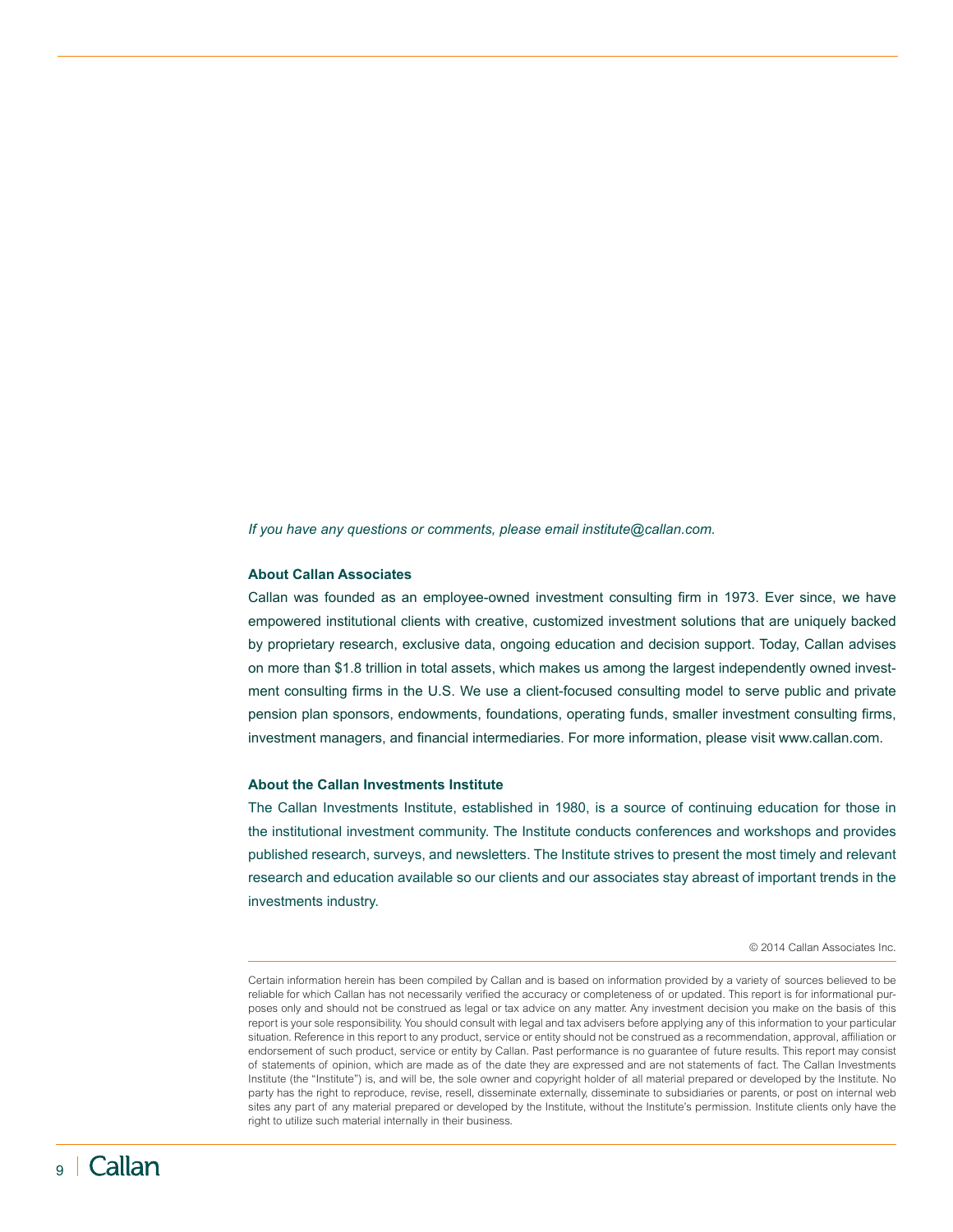*If you have any questions or comments, please email institute@callan.com.*

**About Callan Associates**

Callan was founded as an employee-owned investment consulting firm in 1973. Ever since, we have empowered institutional clients with creative, customized investment solutions that are uniquely backed by proprietary research, exclusive data, ongoing education and decision support. Today, Callan advises on more than $1.8 trillion in total assets, which makes us among the largest independently owned investment consulting firms in the U.S. We use a client-focused consulting model to serve public and private pension plan sponsors, endowments, foundations, operating funds, smaller investment consulting firms, investment managers, and financial intermediaries. For more information, please visit www.callan.com.

**About the Callan Investments Institute**

The Callan Investments Institute, established in 1980, is a source of continuing education for those in the institutional investment community. The Institute conducts conferences and workshops and provides published research, surveys, and newsletters. The Institute strives to present the most timely and relevant research and education available so our clients and our associates stay abreast of important trends in the investments industry.

© 2014 Callan Associates Inc.

Certain information herein has been compiled by Callan and is based on information provided by a variety of sources believed to be reliable for which Callan has not necessarily verified the accuracy or completeness of or updated. This report is for informational purposes only and should not be construed as legal or tax advice on any matter. Any investment decision you make on the basis of this report is your sole responsibility. You should consult with legal and tax advisers before applying any of this information to your particular situation. Reference in this report to any product, service or entity should not be construed as a recommendation, approval, affiliation or endorsement of such product, service or entity by Callan. Past performance is no guarantee of future results. This report may consist of statements of opinion, which are made as of the date they are expressed and are not statements of fact. The Callan Investments Institute (the "Institute") is, and will be, the sole owner and copyright holder of all material prepared or developed by the Institute. No party has the right to reproduce, revise, resell, disseminate externally, disseminate to subsidiaries or parents, or post on internal web sites any part of any material prepared or developed by the Institute, without the Institute's permission. Institute clients only have the right to utilize such material internally in their business.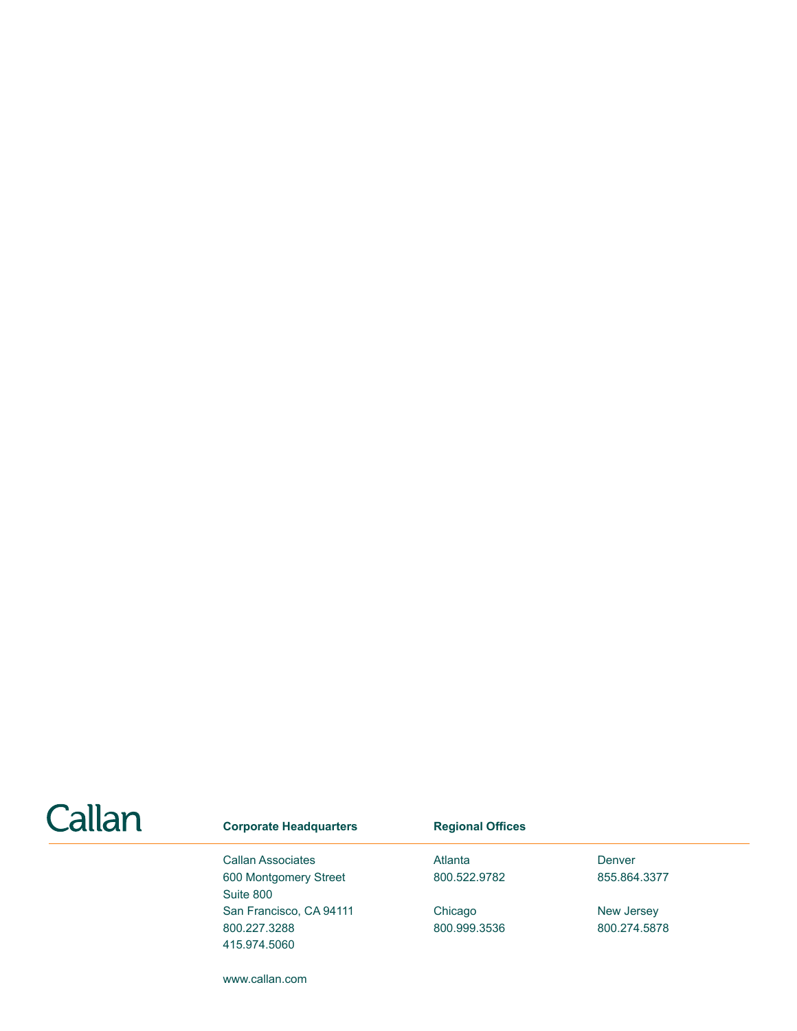Callan

**Corporate Headquarters**

Callan Associates
600 Montgomery Street
Suite 800
San Francisco, CA 94111
800.227.3288
415.974.5060

www.callan.com

**Regional Offices**

Atlanta
800.522.9782

Chicago
800.999.3536

Denver
855.864.3377

New Jersey
800.274.5878